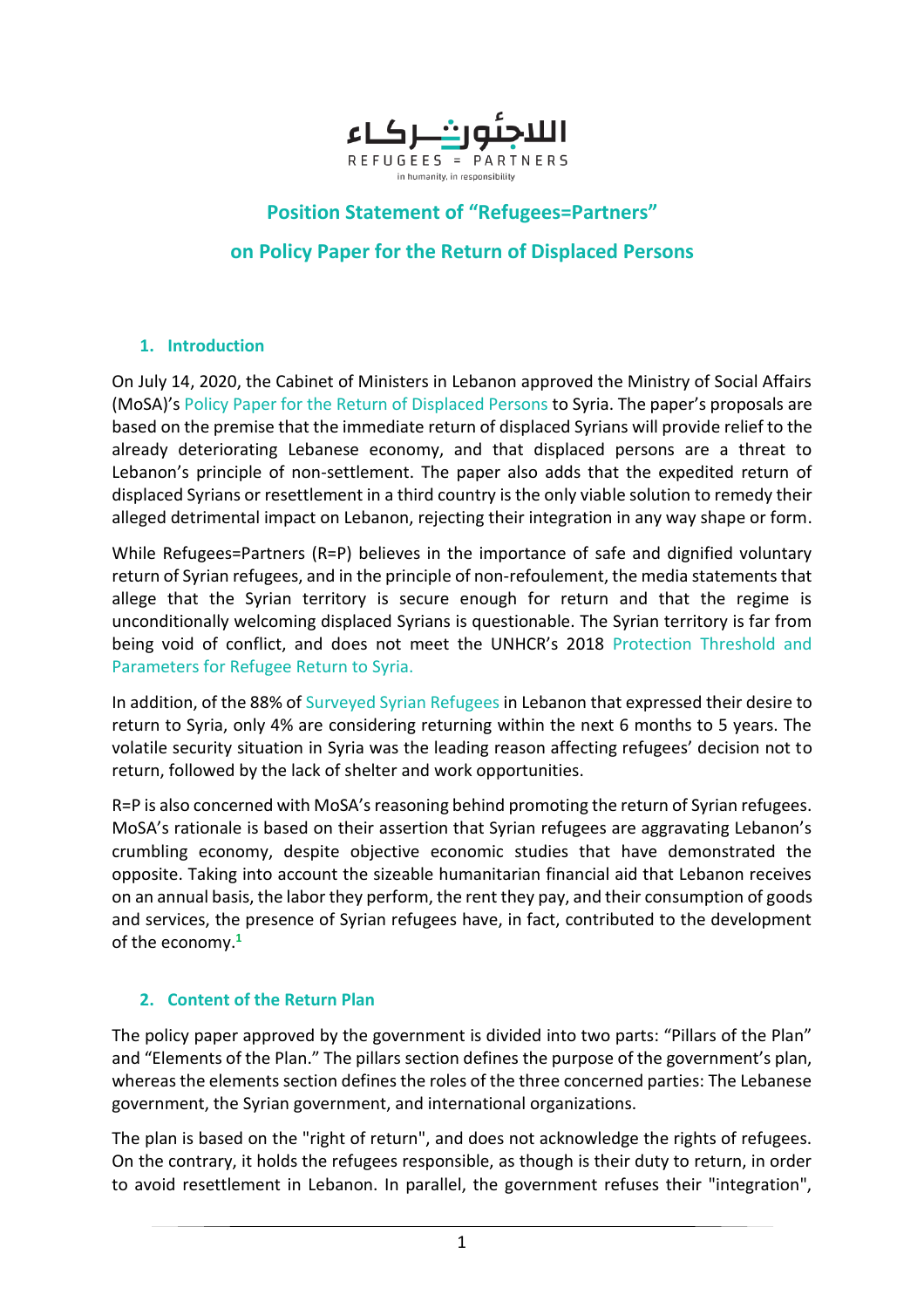اللاجئون شركاء

REFUGEES = PARTNERS

in humanity, in responsibility

# Position Statement of "Refugees=Partners" on Policy Paper for the Return of Displaced Persons

## 1. Introduction

On July 14, 2020, the Cabinet of Ministers in Lebanon approved the Ministry of Social Affairs (MoSA)'s Policy Paper for the Return of Displaced Persons to Syria. The paper's proposals are based on the premise that the immediate return of displaced Syrians will provide relief to the already deteriorating Lebanese economy, and that displaced persons are a threat to Lebanon's principle of non-settlement. The paper also adds that the expedited return of displaced Syrians or resettlement in a third country is the only viable solution to remedy their alleged detrimental impact on Lebanon, rejecting their integration in any way shape or form.

While Refugees=Partners (R=P) believes in the importance of safe and dignified voluntary return of Syrian refugees, and in the principle of non-refoulement, the media statements that allege that the Syrian territory is secure enough for return and that the regime is unconditionally welcoming displaced Syrians is questionable. The Syrian territory is far from being void of conflict, and does not meet the UNHCR's 2018 Protection Threshold and Parameters for Refugee Return to Syria.

In addition, of the 88% of Surveyed Syrian Refugees in Lebanon that expressed their desire to return to Syria, only 4% are considering returning within the next 6 months to 5 years. The volatile security situation in Syria was the leading reason affecting refugees' decision not to return, followed by the lack of shelter and work opportunities.

R=P is also concerned with MoSA's reasoning behind promoting the return of Syrian refugees. MoSA's rationale is based on their assertion that Syrian refugees are aggravating Lebanon's crumbling economy, despite objective economic studies that have demonstrated the opposite. Taking into account the sizeable humanitarian financial aid that Lebanon receives on an annual basis, the labor they perform, the rent they pay, and their consumption of goods and services, the presence of Syrian refugees have, in fact, contributed to the development of the economy.[1]

## 2. Content of the Return Plan

The policy paper approved by the government is divided into two parts: "Pillars of the Plan" and "Elements of the Plan." The pillars section defines the purpose of the government's plan, whereas the elements section defines the roles of the three concerned parties: The Lebanese government, the Syrian government, and international organizations.

The plan is based on the "right of return", and does not acknowledge the rights of refugees. On the contrary, it holds the refugees responsible, as though is their duty to return, in order to avoid resettlement in Lebanon. In parallel, the government refuses their "integration",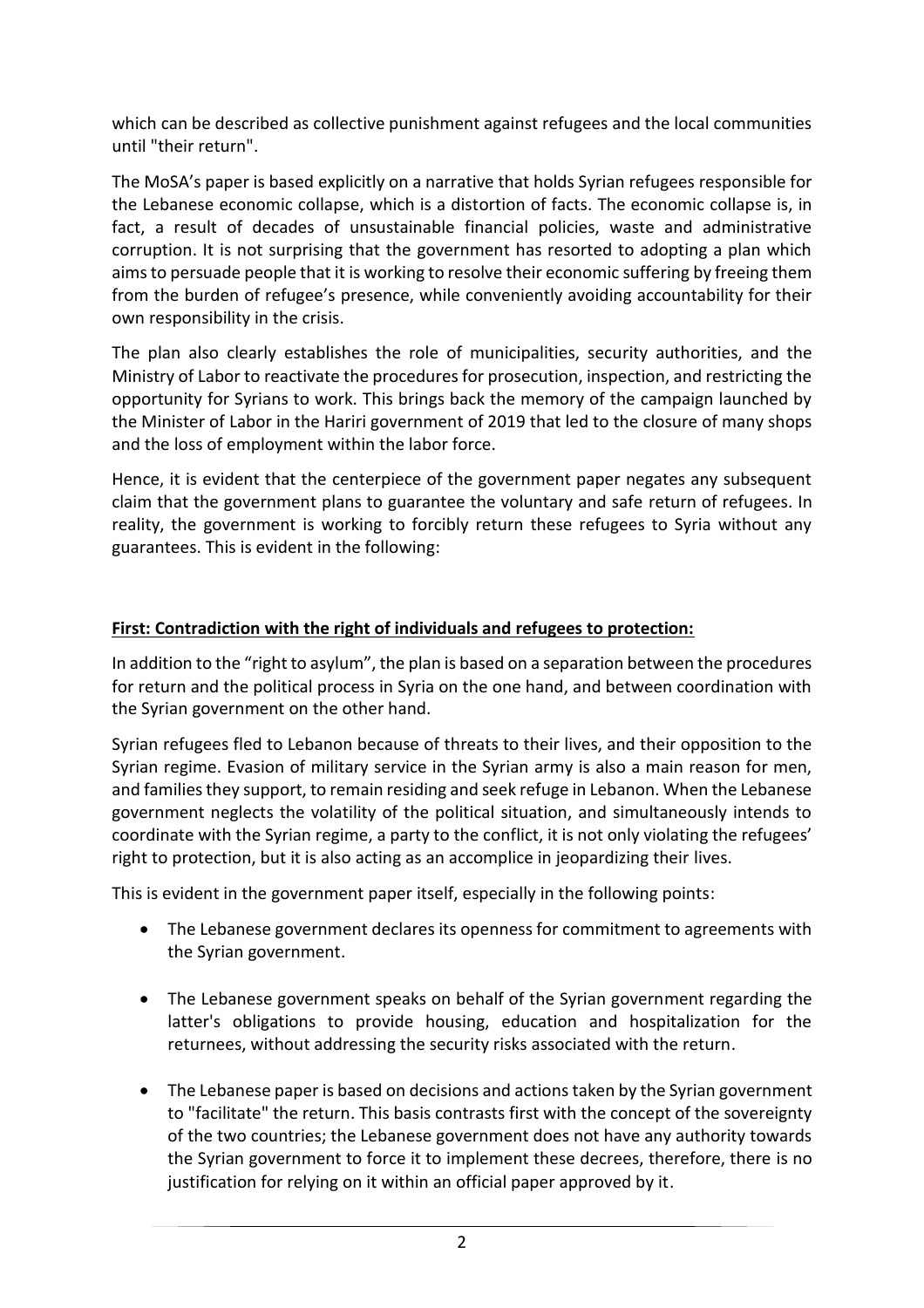which can be described as collective punishment against refugees and the local communities until "their return".

The MoSA's paper is based explicitly on a narrative that holds Syrian refugees responsible for the Lebanese economic collapse, which is a distortion of facts. The economic collapse is, in fact, a result of decades of unsustainable financial policies, waste and administrative corruption. It is not surprising that the government has resorted to adopting a plan which aims to persuade people that it is working to resolve their economic suffering by freeing them from the burden of refugee's presence, while conveniently avoiding accountability for their own responsibility in the crisis.

The plan also clearly establishes the role of municipalities, security authorities, and the Ministry of Labor to reactivate the procedures for prosecution, inspection, and restricting the opportunity for Syrians to work. This brings back the memory of the campaign launched by the Minister of Labor in the Hariri government of 2019 that led to the closure of many shops and the loss of employment within the labor force.

Hence, it is evident that the centerpiece of the government paper negates any subsequent claim that the government plans to guarantee the voluntary and safe return of refugees. In reality, the government is working to forcibly return these refugees to Syria without any guarantees. This is evident in the following:

**First: Contradiction with the right of individuals and refugees to protection:**

In addition to the "right to asylum", the plan is based on a separation between the procedures for return and the political process in Syria on the one hand, and between coordination with the Syrian government on the other hand.

Syrian refugees fled to Lebanon because of threats to their lives, and their opposition to the Syrian regime. Evasion of military service in the Syrian army is also a main reason for men, and families they support, to remain residing and seek refuge in Lebanon. When the Lebanese government neglects the volatility of the political situation, and simultaneously intends to coordinate with the Syrian regime, a party to the conflict, it is not only violating the refugees' right to protection, but it is also acting as an accomplice in jeopardizing their lives.

This is evident in the government paper itself, especially in the following points:

- The Lebanese government declares its openness for commitment to agreements with the Syrian government.
- The Lebanese government speaks on behalf of the Syrian government regarding the latter's obligations to provide housing, education and hospitalization for the returnees, without addressing the security risks associated with the return.
- The Lebanese paper is based on decisions and actions taken by the Syrian government to "facilitate" the return. This basis contrasts first with the concept of the sovereignty of the two countries; the Lebanese government does not have any authority towards the Syrian government to force it to implement these decrees, therefore, there is no justification for relying on it within an official paper approved by it.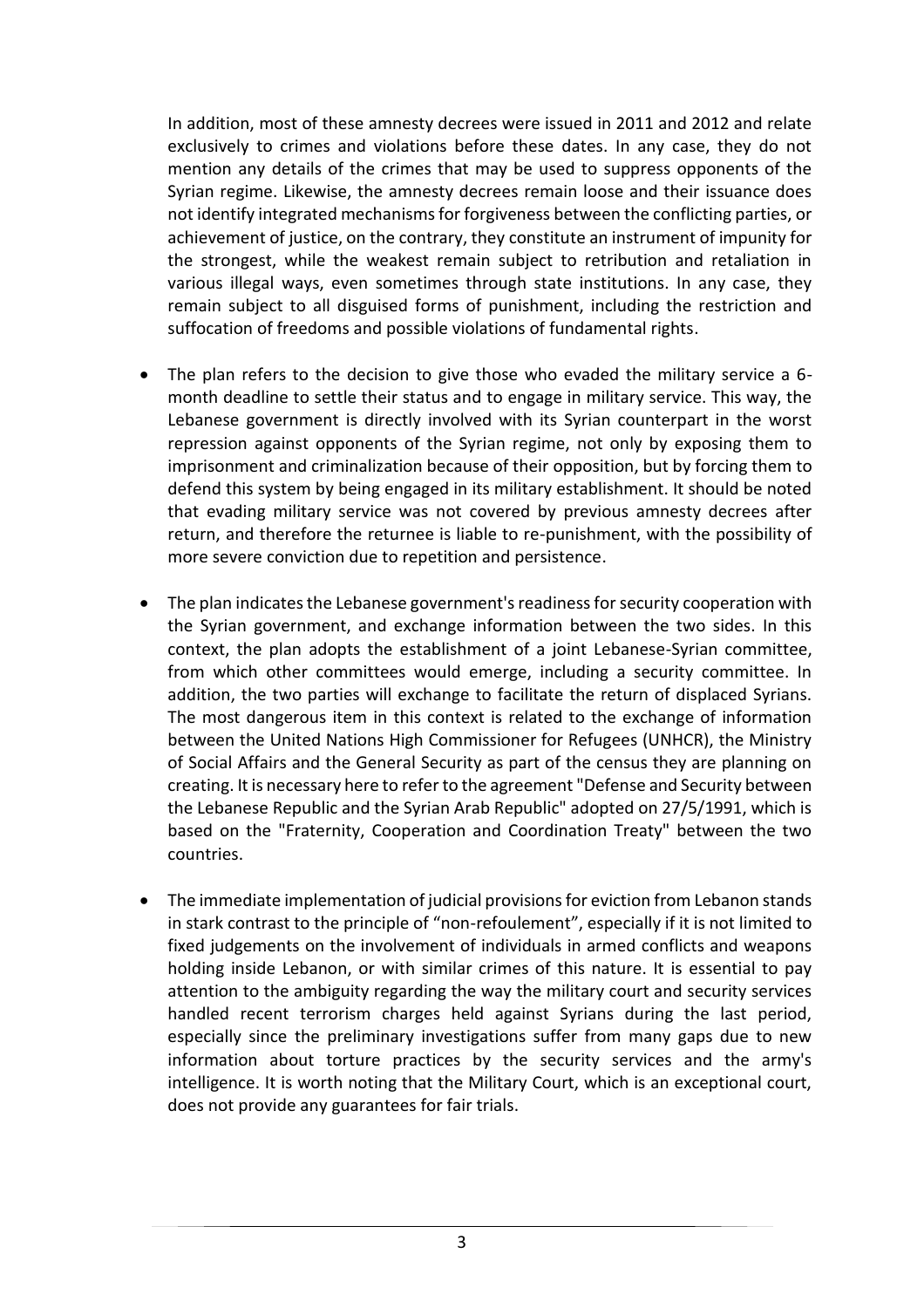In addition, most of these amnesty decrees were issued in 2011 and 2012 and relate exclusively to crimes and violations before these dates. In any case, they do not mention any details of the crimes that may be used to suppress opponents of the Syrian regime. Likewise, the amnesty decrees remain loose and their issuance does not identify integrated mechanisms for forgiveness between the conflicting parties, or achievement of justice, on the contrary, they constitute an instrument of impunity for the strongest, while the weakest remain subject to retribution and retaliation in various illegal ways, even sometimes through state institutions. In any case, they remain subject to all disguised forms of punishment, including the restriction and suffocation of freedoms and possible violations of fundamental rights.

- The plan refers to the decision to give those who evaded the military service a 6-month deadline to settle their status and to engage in military service. This way, the Lebanese government is directly involved with its Syrian counterpart in the worst repression against opponents of the Syrian regime, not only by exposing them to imprisonment and criminalization because of their opposition, but by forcing them to defend this system by being engaged in its military establishment. It should be noted that evading military service was not covered by previous amnesty decrees after return, and therefore the returnee is liable to re-punishment, with the possibility of more severe conviction due to repetition and persistence.

- The plan indicates the Lebanese government's readiness for security cooperation with the Syrian government, and exchange information between the two sides. In this context, the plan adopts the establishment of a joint Lebanese-Syrian committee, from which other committees would emerge, including a security committee. In addition, the two parties will exchange to facilitate the return of displaced Syrians. The most dangerous item in this context is related to the exchange of information between the United Nations High Commissioner for Refugees (UNHCR), the Ministry of Social Affairs and the General Security as part of the census they are planning on creating. It is necessary here to refer to the agreement "Defense and Security between the Lebanese Republic and the Syrian Arab Republic" adopted on 27/5/1991, which is based on the "Fraternity, Cooperation and Coordination Treaty" between the two countries.

- The immediate implementation of judicial provisions for eviction from Lebanon stands in stark contrast to the principle of "non-refoulement", especially if it is not limited to fixed judgements on the involvement of individuals in armed conflicts and weapons holding inside Lebanon, or with similar crimes of this nature. It is essential to pay attention to the ambiguity regarding the way the military court and security services handled recent terrorism charges held against Syrians during the last period, especially since the preliminary investigations suffer from many gaps due to new information about torture practices by the security services and the army's intelligence. It is worth noting that the Military Court, which is an exceptional court, does not provide any guarantees for fair trials.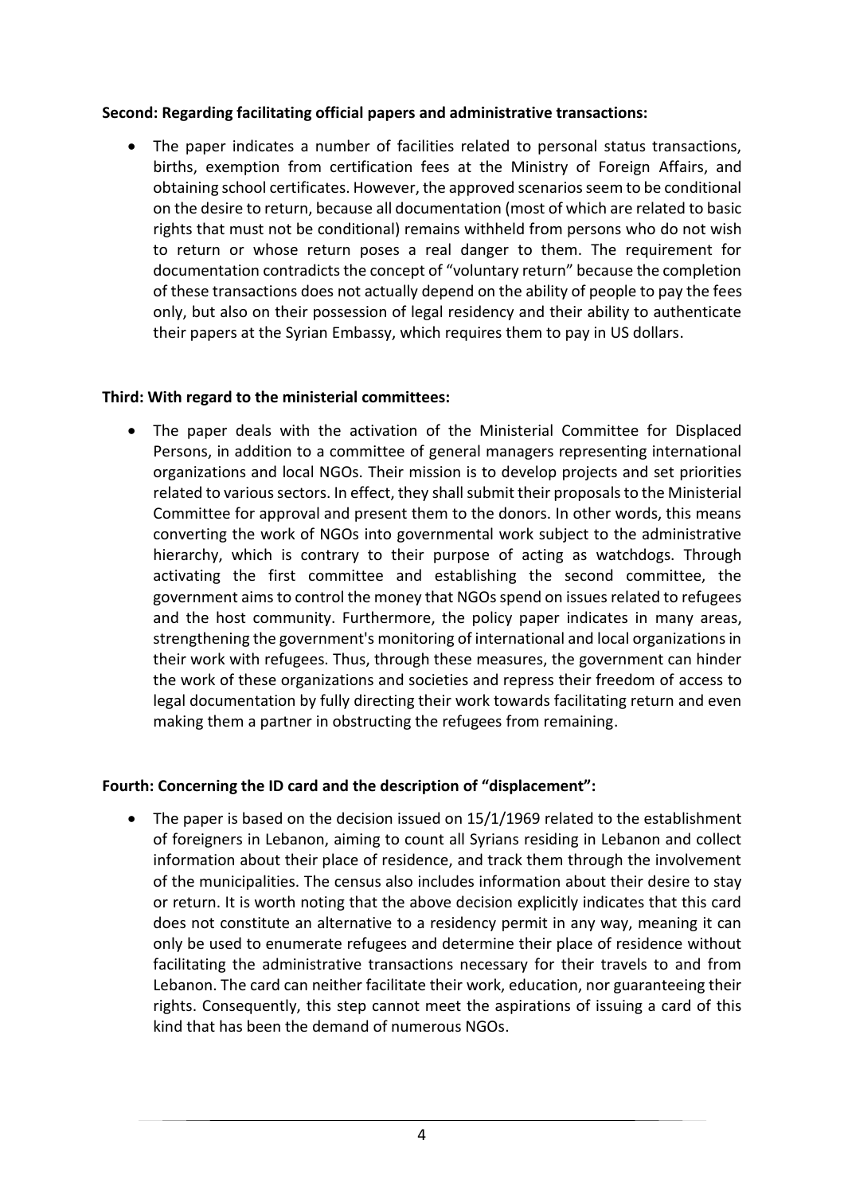**Second: Regarding facilitating official papers and administrative transactions:**

- The paper indicates a number of facilities related to personal status transactions, births, exemption from certification fees at the Ministry of Foreign Affairs, and obtaining school certificates. However, the approved scenarios seem to be conditional on the desire to return, because all documentation (most of which are related to basic rights that must not be conditional) remains withheld from persons who do not wish to return or whose return poses a real danger to them. The requirement for documentation contradicts the concept of "voluntary return" because the completion of these transactions does not actually depend on the ability of people to pay the fees only, but also on their possession of legal residency and their ability to authenticate their papers at the Syrian Embassy, which requires them to pay in US dollars.

**Third: With regard to the ministerial committees:**

- The paper deals with the activation of the Ministerial Committee for Displaced Persons, in addition to a committee of general managers representing international organizations and local NGOs. Their mission is to develop projects and set priorities related to various sectors. In effect, they shall submit their proposals to the Ministerial Committee for approval and present them to the donors. In other words, this means converting the work of NGOs into governmental work subject to the administrative hierarchy, which is contrary to their purpose of acting as watchdogs. Through activating the first committee and establishing the second committee, the government aims to control the money that NGOs spend on issues related to refugees and the host community. Furthermore, the policy paper indicates in many areas, strengthening the government's monitoring of international and local organizations in their work with refugees. Thus, through these measures, the government can hinder the work of these organizations and societies and repress their freedom of access to legal documentation by fully directing their work towards facilitating return and even making them a partner in obstructing the refugees from remaining.

**Fourth: Concerning the ID card and the description of "displacement":**

- The paper is based on the decision issued on 15/1/1969 related to the establishment of foreigners in Lebanon, aiming to count all Syrians residing in Lebanon and collect information about their place of residence, and track them through the involvement of the municipalities. The census also includes information about their desire to stay or return. It is worth noting that the above decision explicitly indicates that this card does not constitute an alternative to a residency permit in any way, meaning it can only be used to enumerate refugees and determine their place of residence without facilitating the administrative transactions necessary for their travels to and from Lebanon. The card can neither facilitate their work, education, nor guaranteeing their rights. Consequently, this step cannot meet the aspirations of issuing a card of this kind that has been the demand of numerous NGOs.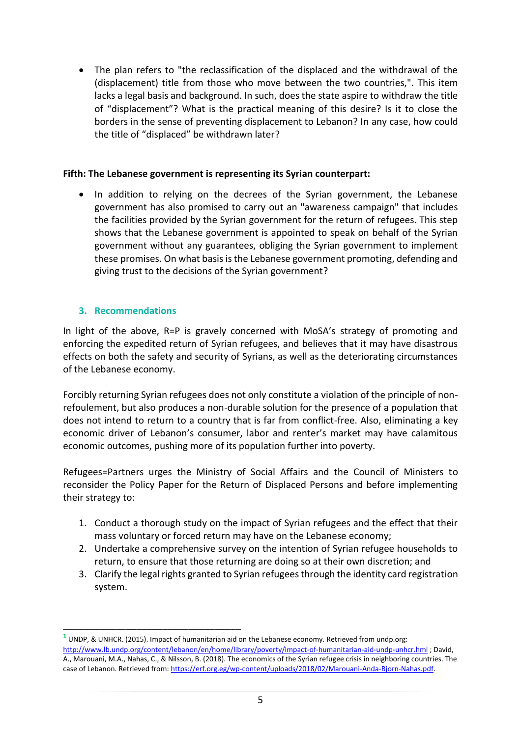- The plan refers to "the reclassification of the displaced and the withdrawal of the (displacement) title from those who move between the two countries,". This item lacks a legal basis and background. In such, does the state aspire to withdraw the title of "displacement"? What is the practical meaning of this desire? Is it to close the borders in the sense of preventing displacement to Lebanon? In any case, how could the title of "displaced" be withdrawn later?

**Fifth: The Lebanese government is representing its Syrian counterpart:**

- In addition to relying on the decrees of the Syrian government, the Lebanese government has also promised to carry out an "awareness campaign" that includes the facilities provided by the Syrian government for the return of refugees. This step shows that the Lebanese government is appointed to speak on behalf of the Syrian government without any guarantees, obliging the Syrian government to implement these promises. On what basis is the Lebanese government promoting, defending and giving trust to the decisions of the Syrian government?

## 3. Recommendations

In light of the above, R=P is gravely concerned with MoSA's strategy of promoting and enforcing the expedited return of Syrian refugees, and believes that it may have disastrous effects on both the safety and security of Syrians, as well as the deteriorating circumstances of the Lebanese economy.

Forcibly returning Syrian refugees does not only constitute a violation of the principle of non-refoulement, but also produces a non-durable solution for the presence of a population that does not intend to return to a country that is far from conflict-free. Also, eliminating a key economic driver of Lebanon's consumer, labor and renter's market may have calamitous economic outcomes, pushing more of its population further into poverty.

Refugees=Partners urges the Ministry of Social Affairs and the Council of Ministers to reconsider the Policy Paper for the Return of Displaced Persons and before implementing their strategy to:

1. Conduct a thorough study on the impact of Syrian refugees and the effect that their mass voluntary or forced return may have on the Lebanese economy;
2. Undertake a comprehensive survey on the intention of Syrian refugee households to return, to ensure that those returning are doing so at their own discretion; and
3. Clarify the legal rights granted to Syrian refugees through the identity card registration system.

---

[1] UNDP, & UNHCR. (2015). Impact of humanitarian aid on the Lebanese economy. Retrieved from undp.org: http://www.lb.undp.org/content/lebanon/en/home/library/poverty/impact-of-humanitarian-aid-undp-unhcr.hml ; David, A., Marouani, M.A., Nahas, C., & Nilsson, B. (2018). The economics of the Syrian refugee crisis in neighboring countries. The case of Lebanon. Retrieved from: https://erf.org.eg/wp-content/uploads/2018/02/Marouani-Anda-Bjorn-Nahas.pdf.